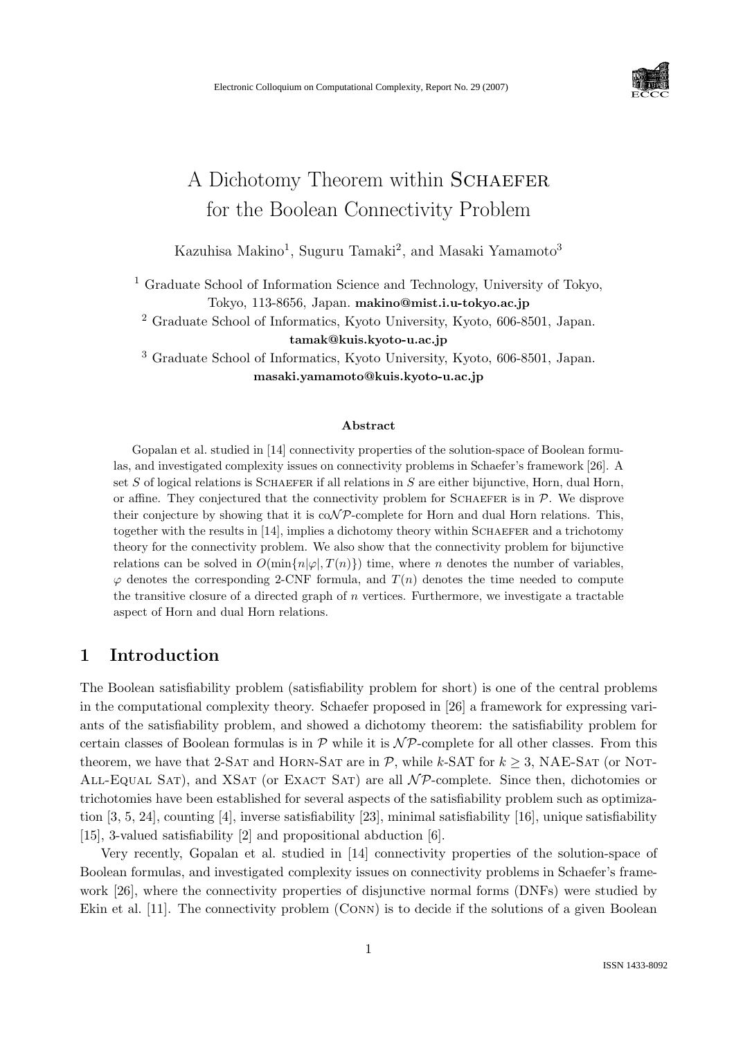# A Dichotomy Theorem within SCHAEFER for the Boolean Connectivity Problem

Kazuhisa Makino[1], Suguru Tamaki[2], and Masaki Yamamoto[3]

[1] Graduate School of Information Science and Technology, University of Tokyo, Tokyo, 113-8656, Japan. **makino@mist.i.u-tokyo.ac.jp**

[2] Graduate School of Informatics, Kyoto University, Kyoto, 606-8501, Japan. **tamak@kuis.kyoto-u.ac.jp**

[3] Graduate School of Informatics, Kyoto University, Kyoto, 606-8501, Japan. **masaki.yamamoto@kuis.kyoto-u.ac.jp**

### Abstract

Gopalan et al. studied in [14] connectivity properties of the solution-space of Boolean formulas, and investigated complexity issues on connectivity problems in Schaefer's framework [26]. A set $S$ of logical relations is SCHAEFER if all relations in $S$ are either bijunctive, Horn, dual Horn, or affine. They conjectured that the connectivity problem for SCHAEFER is in $\mathcal{P}$. We disprove their conjecture by showing that it is co$\mathcal{NP}$-complete for Horn and dual Horn relations. This, together with the results in [14], implies a dichotomy theory within SCHAEFER and a trichotomy theory for the connectivity problem. We also show that the connectivity problem for bijunctive relations can be solved in $O(\min\{n|\varphi|, T(n)\})$ time, where $n$ denotes the number of variables, $\varphi$ denotes the corresponding 2-CNF formula, and $T(n)$ denotes the time needed to compute the transitive closure of a directed graph of $n$ vertices. Furthermore, we investigate a tractable aspect of Horn and dual Horn relations.

## 1 Introduction

The Boolean satisfiability problem (satisfiability problem for short) is one of the central problems in the computational complexity theory. Schaefer proposed in [26] a framework for expressing variants of the satisfiability problem, and showed a dichotomy theorem: the satisfiability problem for certain classes of Boolean formulas is in $\mathcal{P}$ while it is $\mathcal{NP}$-complete for all other classes. From this theorem, we have that 2-SAT and HORN-SAT are in $\mathcal{P}$, while $k$-SAT for $k \geq 3$, NAE-SAT (or NOT-ALL-EQUAL SAT), and XSAT (or EXACT SAT) are all $\mathcal{NP}$-complete. Since then, dichotomies or trichotomies have been established for several aspects of the satisfiability problem such as optimization [3, 5, 24], counting [4], inverse satisfiability [23], minimal satisfiability [16], unique satisfiability [15], 3-valued satisfiability [2] and propositional abduction [6].

Very recently, Gopalan et al. studied in [14] connectivity properties of the solution-space of Boolean formulas, and investigated complexity issues on connectivity problems in Schaefer's framework [26], where the connectivity properties of disjunctive normal forms (DNFs) were studied by Ekin et al. [11]. The connectivity problem (CONN) is to decide if the solutions of a given Boolean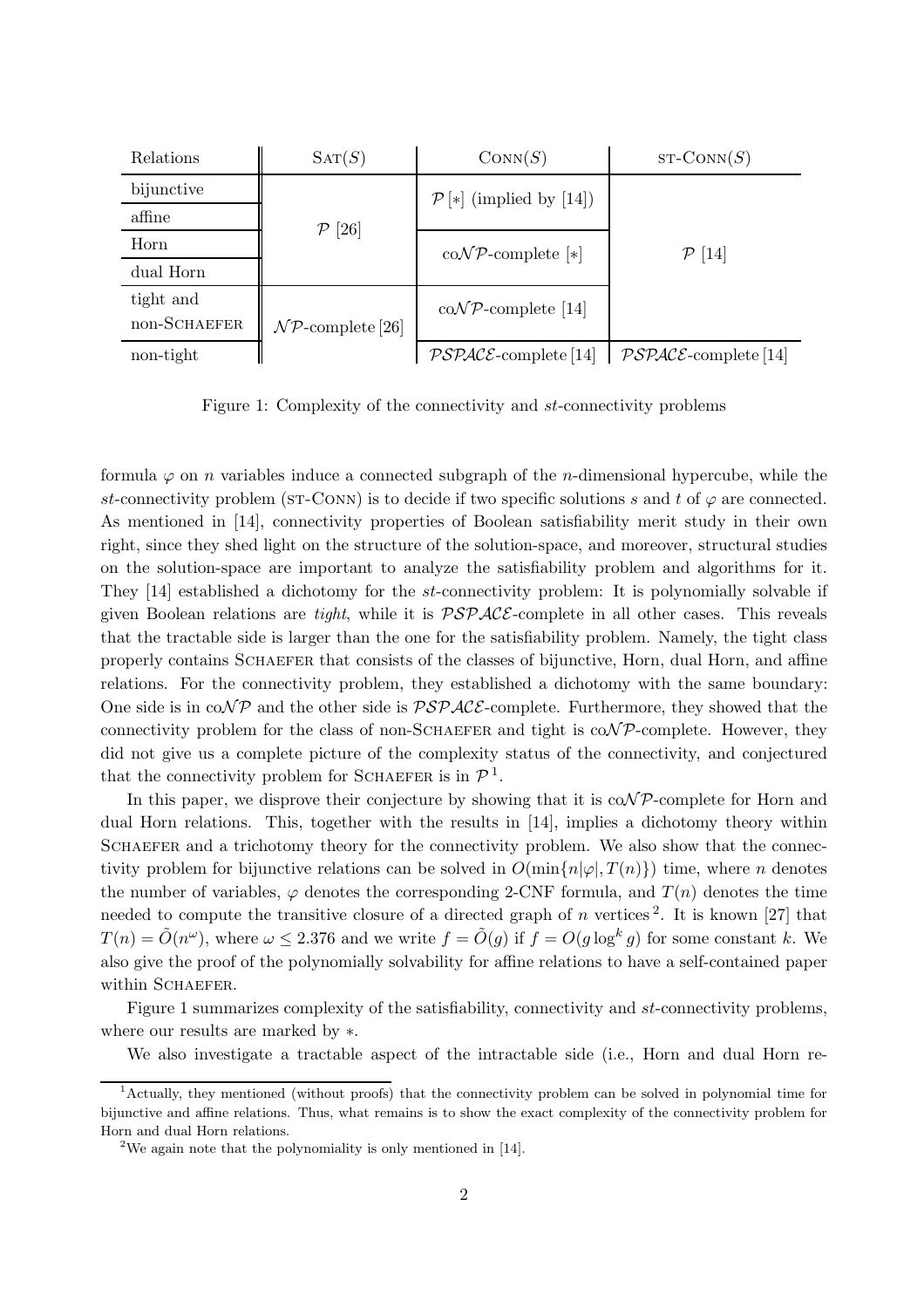| Relations | SAT($S$) | CONN($S$) | ST-CONN($S$) |
|---|---|---|---|
| bijunctive | $\mathcal{P}$ [26] | $\mathcal{P}$ [*] (implied by [14]) | $\mathcal{P}$ [14] |
| affine | | | |
| Horn | | co$\mathcal{NP}$-complete [*] | |
| dual Horn | | | |
| tight and non-SCHAEFER | $\mathcal{NP}$-complete [26] | co$\mathcal{NP}$-complete [14] | |
| non-tight | | $\mathcal{PSPACE}$-complete [14] | $\mathcal{PSPACE}$-complete [14] |

Figure 1: Complexity of the connectivity and $st$-connectivity problems

formula $\varphi$ on $n$ variables induce a connected subgraph of the $n$-dimensional hypercube, while the $st$-connectivity problem (ST-CONN) is to decide if two specific solutions $s$ and $t$ of $\varphi$ are connected. As mentioned in [14], connectivity properties of Boolean satisfiability merit study in their own right, since they shed light on the structure of the solution-space, and moreover, structural studies on the solution-space are important to analyze the satisfiability problem and algorithms for it. They [14] established a dichotomy for the $st$-connectivity problem: It is polynomially solvable if given Boolean relations are *tight*, while it is $\mathcal{PSPACE}$-complete in all other cases. This reveals that the tractable side is larger than the one for the satisfiability problem. Namely, the tight class properly contains SCHAEFER that consists of the classes of bijunctive, Horn, dual Horn, and affine relations. For the connectivity problem, they established a dichotomy with the same boundary: One side is in co$\mathcal{NP}$ and the other side is $\mathcal{PSPACE}$-complete. Furthermore, they showed that the connectivity problem for the class of non-SCHAEFER and tight is co$\mathcal{NP}$-complete. However, they did not give us a complete picture of the complexity status of the connectivity, and conjectured that the connectivity problem for SCHAEFER is in $\mathcal{P}$ [1].

In this paper, we disprove their conjecture by showing that it is co$\mathcal{NP}$-complete for Horn and dual Horn relations. This, together with the results in [14], implies a dichotomy theory within SCHAEFER and a trichotomy theory for the connectivity problem. We also show that the connectivity problem for bijunctive relations can be solved in $O(\min\{n|\varphi|, T(n)\})$ time, where $n$ denotes the number of variables, $\varphi$ denotes the corresponding 2-CNF formula, and $T(n)$ denotes the time needed to compute the transitive closure of a directed graph of $n$ vertices [2]. It is known [27] that $T(n) = \tilde{O}(n^{\omega})$, where $\omega \leq 2.376$ and we write $f = \tilde{O}(g)$ if $f = O(g \log^k g)$ for some constant $k$. We also give the proof of the polynomially solvability for affine relations to have a self-contained paper within SCHAEFER.

Figure 1 summarizes complexity of the satisfiability, connectivity and $st$-connectivity problems, where our results are marked by $*$.

We also investigate a tractable aspect of the intractable side (i.e., Horn and dual Horn re-

[1] Actually, they mentioned (without proofs) that the connectivity problem can be solved in polynomial time for bijunctive and affine relations. Thus, what remains is to show the exact complexity of the connectivity problem for Horn and dual Horn relations.

[2] We again note that the polynomiality is only mentioned in [14].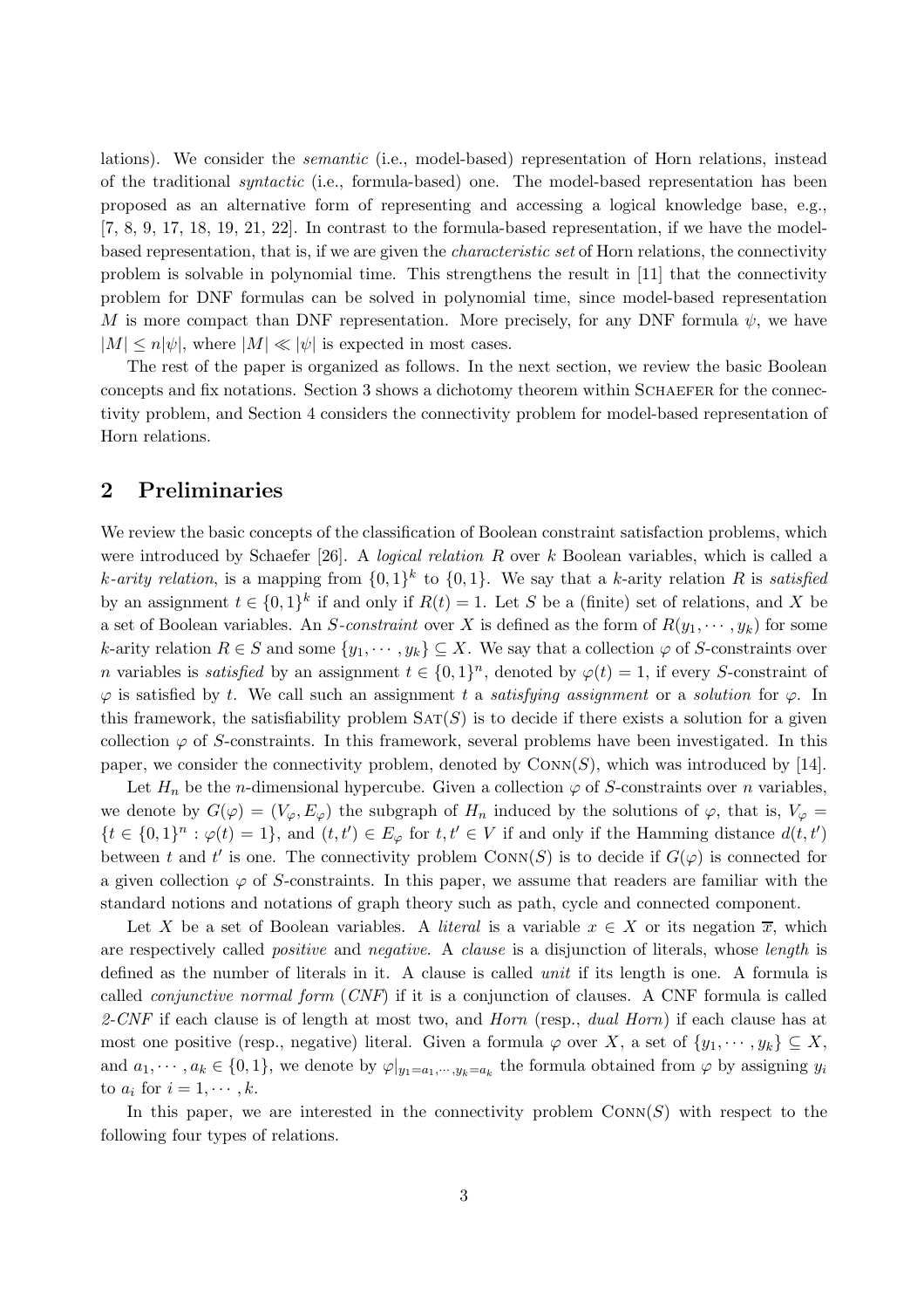lations). We consider the *semantic* (i.e., model-based) representation of Horn relations, instead of the traditional *syntactic* (i.e., formula-based) one. The model-based representation has been proposed as an alternative form of representing and accessing a logical knowledge base, e.g., [7, 8, 9, 17, 18, 19, 21, 22]. In contrast to the formula-based representation, if we have the model-based representation, that is, if we are given the *characteristic set* of Horn relations, the connectivity problem is solvable in polynomial time. This strengthens the result in [11] that the connectivity problem for DNF formulas can be solved in polynomial time, since model-based representation $M$ is more compact than DNF representation. More precisely, for any DNF formula $\psi$, we have $|M| \leq n|\psi|$, where $|M| \ll |\psi|$ is expected in most cases.

The rest of the paper is organized as follows. In the next section, we review the basic Boolean concepts and fix notations. Section 3 shows a dichotomy theorem within Schaefer for the connectivity problem, and Section 4 considers the connectivity problem for model-based representation of Horn relations.

## 2 Preliminaries

We review the basic concepts of the classification of Boolean constraint satisfaction problems, which were introduced by Schaefer [26]. A *logical relation* $R$ over $k$ Boolean variables, which is called a $k$*-arity relation*, is a mapping from $\{0,1\}^k$ to $\{0,1\}$. We say that a $k$-arity relation $R$ is *satisfied* by an assignment $t \in \{0,1\}^k$ if and only if $R(t) = 1$. Let $S$ be a (finite) set of relations, and $X$ be a set of Boolean variables. An $S$*-constraint* over $X$ is defined as the form of $R(y_1, \cdots, y_k)$ for some $k$-arity relation $R \in S$ and some $\{y_1, \cdots, y_k\} \subseteq X$. We say that a collection $\varphi$ of $S$-constraints over $n$ variables is *satisfied* by an assignment $t \in \{0,1\}^n$, denoted by $\varphi(t) = 1$, if every $S$-constraint of $\varphi$ is satisfied by $t$. We call such an assignment $t$ a *satisfying assignment* or a *solution* for $\varphi$. In this framework, the satisfiability problem $\textsc{Sat}(S)$ is to decide if there exists a solution for a given collection $\varphi$ of $S$-constraints. In this framework, several problems have been investigated. In this paper, we consider the connectivity problem, denoted by $\textsc{Conn}(S)$, which was introduced by [14].

Let $H_n$ be the $n$-dimensional hypercube. Given a collection $\varphi$ of $S$-constraints over $n$ variables, we denote by $G(\varphi) = (V_\varphi, E_\varphi)$ the subgraph of $H_n$ induced by the solutions of $\varphi$, that is, $V_\varphi = \{t \in \{0,1\}^n : \varphi(t) = 1\}$, and $(t, t') \in E_\varphi$ for $t, t' \in V$ if and only if the Hamming distance $d(t, t')$ between $t$ and $t'$ is one. The connectivity problem $\textsc{Conn}(S)$ is to decide if $G(\varphi)$ is connected for a given collection $\varphi$ of $S$-constraints. In this paper, we assume that readers are familiar with the standard notions and notations of graph theory such as path, cycle and connected component.

Let $X$ be a set of Boolean variables. A *literal* is a variable $x \in X$ or its negation $\overline{x}$, which are respectively called *positive* and *negative*. A *clause* is a disjunction of literals, whose *length* is defined as the number of literals in it. A clause is called *unit* if its length is one. A formula is called *conjunctive normal form* (*CNF*) if it is a conjunction of clauses. A CNF formula is called *2-CNF* if each clause is of length at most two, and *Horn* (resp., *dual Horn*) if each clause has at most one positive (resp., negative) literal. Given a formula $\varphi$ over $X$, a set of $\{y_1, \cdots, y_k\} \subseteq X$, and $a_1, \cdots, a_k \in \{0,1\}$, we denote by $\varphi|_{y_1=a_1,\cdots,y_k=a_k}$ the formula obtained from $\varphi$ by assigning $y_i$ to $a_i$ for $i = 1, \cdots, k$.

In this paper, we are interested in the connectivity problem $\textsc{Conn}(S)$ with respect to the following four types of relations.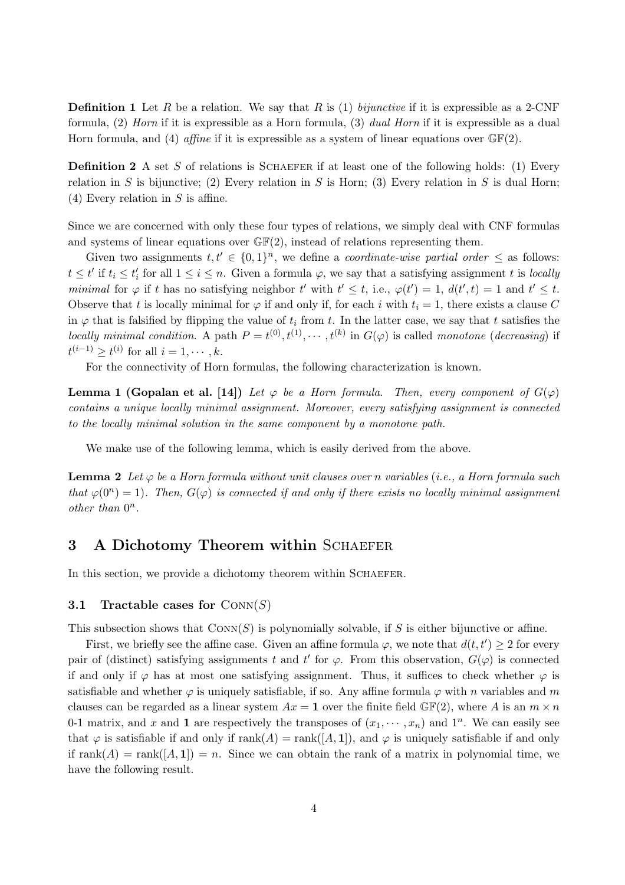**Definition 1** Let $R$ be a relation. We say that $R$ is (1) *bijunctive* if it is expressible as a 2-CNF formula, (2) *Horn* if it is expressible as a Horn formula, (3) *dual Horn* if it is expressible as a dual Horn formula, and (4) *affine* if it is expressible as a system of linear equations over $\mathbb{GF}(2)$.

**Definition 2** A set $S$ of relations is SCHAEFER if at least one of the following holds: (1) Every relation in $S$ is bijunctive; (2) Every relation in $S$ is Horn; (3) Every relation in $S$ is dual Horn; (4) Every relation in $S$ is affine.

Since we are concerned with only these four types of relations, we simply deal with CNF formulas and systems of linear equations over $\mathbb{GF}(2)$, instead of relations representing them.

Given two assignments $t, t' \in \{0,1\}^n$, we define a *coordinate-wise partial order* $\leq$ as follows: $t \leq t'$ if $t_i \leq t'_i$ for all $1 \leq i \leq n$. Given a formula $\varphi$, we say that a satisfying assignment $t$ is *locally minimal* for $\varphi$ if $t$ has no satisfying neighbor $t'$ with $t' \leq t$, i.e., $\varphi(t') = 1$, $d(t', t) = 1$ and $t' \leq t$. Observe that $t$ is locally minimal for $\varphi$ if and only if, for each $i$ with $t_i = 1$, there exists a clause $C$ in $\varphi$ that is falsified by flipping the value of $t_i$ from $t$. In the latter case, we say that $t$ satisfies the *locally minimal condition*. A path $P = t^{(0)}, t^{(1)}, \cdots, t^{(k)}$ in $G(\varphi)$ is called *monotone* (*decreasing*) if $t^{(i-1)} \geq t^{(i)}$ for all $i = 1, \cdots, k$.

For the connectivity of Horn formulas, the following characterization is known.

**Lemma 1 (Gopalan et al. [14])** *Let $\varphi$ be a Horn formula. Then, every component of $G(\varphi)$ contains a unique locally minimal assignment. Moreover, every satisfying assignment is connected to the locally minimal solution in the same component by a monotone path.*

We make use of the following lemma, which is easily derived from the above.

**Lemma 2** *Let $\varphi$ be a Horn formula without unit clauses over $n$ variables (i.e., a Horn formula such that $\varphi(0^n) = 1$). Then, $G(\varphi)$ is connected if and only if there exists no locally minimal assignment other than $0^n$.*

## 3 A Dichotomy Theorem within SCHAEFER

In this section, we provide a dichotomy theorem within SCHAEFER.

### 3.1 Tractable cases for CONN($S$)

This subsection shows that CONN($S$) is polynomially solvable, if $S$ is either bijunctive or affine.

First, we briefly see the affine case. Given an affine formula $\varphi$, we note that $d(t, t') \geq 2$ for every pair of (distinct) satisfying assignments $t$ and $t'$ for $\varphi$. From this observation, $G(\varphi)$ is connected if and only if $\varphi$ has at most one satisfying assignment. Thus, it suffices to check whether $\varphi$ is satisfiable and whether $\varphi$ is uniquely satisfiable, if so. Any affine formula $\varphi$ with $n$ variables and $m$ clauses can be regarded as a linear system $Ax = \mathbf{1}$ over the finite field $\mathbb{GF}(2)$, where $A$ is an $m \times n$ 0-1 matrix, and $x$ and $\mathbf{1}$ are respectively the transposes of $(x_1, \cdots, x_n)$ and $1^n$. We can easily see that $\varphi$ is satisfiable if and only if $\text{rank}(A) = \text{rank}([A, \mathbf{1}])$, and $\varphi$ is uniquely satisfiable if and only if $\text{rank}(A) = \text{rank}([A, \mathbf{1}]) = n$. Since we can obtain the rank of a matrix in polynomial time, we have the following result.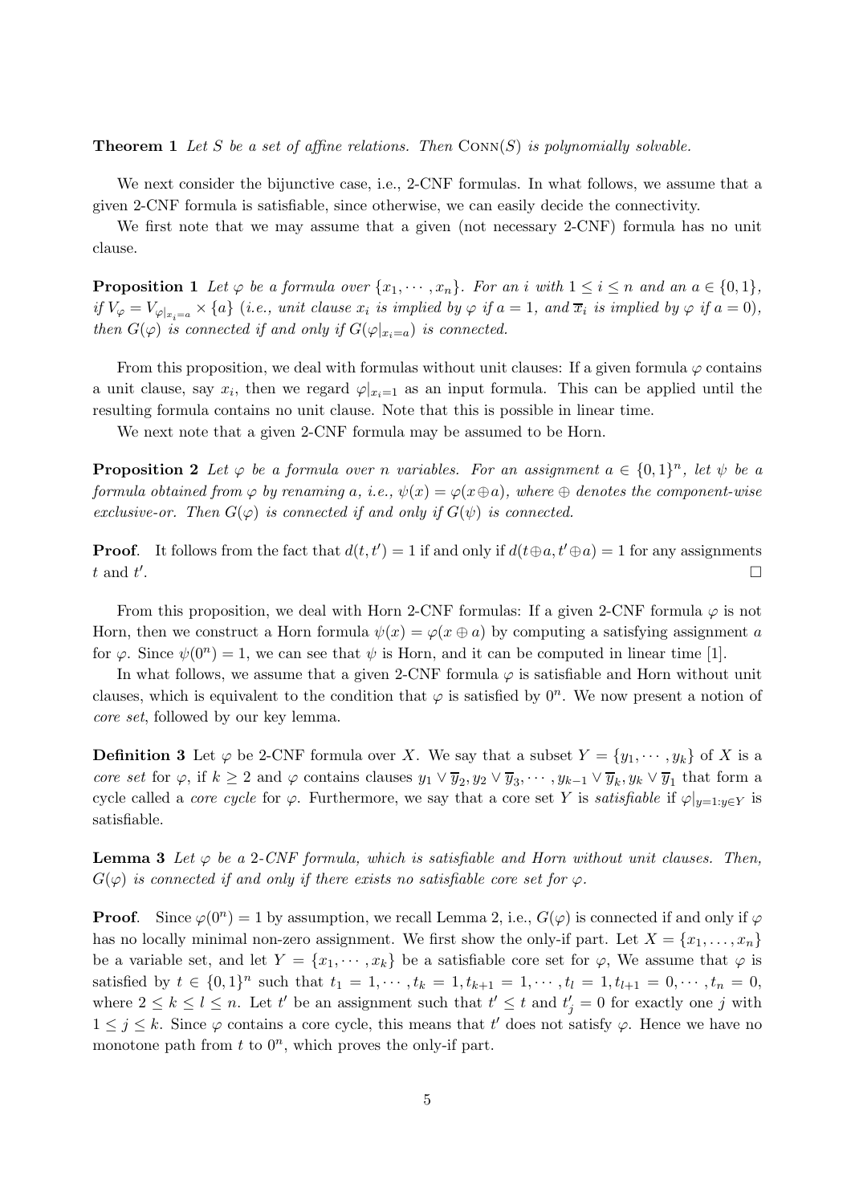**Theorem 1** *Let $S$ be a set of affine relations. Then* $\mathrm{CONN}(S)$ *is polynomially solvable.*

We next consider the bijunctive case, i.e., 2-CNF formulas. In what follows, we assume that a given 2-CNF formula is satisfiable, since otherwise, we can easily decide the connectivity.

We first note that we may assume that a given (not necessary 2-CNF) formula has no unit clause.

**Proposition 1** *Let $\varphi$ be a formula over $\{x_1, \cdots, x_n\}$. For an $i$ with $1 \leq i \leq n$ and an $a \in \{0,1\}$, if $V_\varphi = V_{\varphi|_{x_i=a}} \times \{a\}$ (i.e., unit clause $x_i$ is implied by $\varphi$ if $a = 1$, and $\overline{x}_i$ is implied by $\varphi$ if $a = 0$), then $G(\varphi)$ is connected if and only if $G(\varphi|_{x_i=a})$ is connected.*

From this proposition, we deal with formulas without unit clauses: If a given formula $\varphi$ contains a unit clause, say $x_i$, then we regard $\varphi|_{x_i=1}$ as an input formula. This can be applied until the resulting formula contains no unit clause. Note that this is possible in linear time.

We next note that a given 2-CNF formula may be assumed to be Horn.

**Proposition 2** *Let $\varphi$ be a formula over $n$ variables. For an assignment $a \in \{0,1\}^n$, let $\psi$ be a formula obtained from $\varphi$ by renaming $a$, i.e., $\psi(x) = \varphi(x \oplus a)$, where $\oplus$ denotes the component-wise exclusive-or. Then $G(\varphi)$ is connected if and only if $G(\psi)$ is connected.*

**Proof**. It follows from the fact that $d(t, t') = 1$ if and only if $d(t \oplus a, t' \oplus a) = 1$ for any assignments $t$ and $t'$. □

From this proposition, we deal with Horn 2-CNF formulas: If a given 2-CNF formula $\varphi$ is not Horn, then we construct a Horn formula $\psi(x) = \varphi(x \oplus a)$ by computing a satisfying assignment $a$ for $\varphi$. Since $\psi(0^n) = 1$, we can see that $\psi$ is Horn, and it can be computed in linear time [1].

In what follows, we assume that a given 2-CNF formula $\varphi$ is satisfiable and Horn without unit clauses, which is equivalent to the condition that $\varphi$ is satisfied by $0^n$. We now present a notion of *core set*, followed by our key lemma.

**Definition 3** Let $\varphi$ be 2-CNF formula over $X$. We say that a subset $Y = \{y_1, \cdots, y_k\}$ of $X$ is a *core set* for $\varphi$, if $k \geq 2$ and $\varphi$ contains clauses $y_1 \vee \overline{y}_2, y_2 \vee \overline{y}_3, \cdots, y_{k-1} \vee \overline{y}_k, y_k \vee \overline{y}_1$ that form a cycle called a *core cycle* for $\varphi$. Furthermore, we say that a core set $Y$ is *satisfiable* if $\varphi|_{y=1: y \in Y}$ is satisfiable.

**Lemma 3** *Let $\varphi$ be a 2-CNF formula, which is satisfiable and Horn without unit clauses. Then, $G(\varphi)$ is connected if and only if there exists no satisfiable core set for $\varphi$.*

**Proof**. Since $\varphi(0^n) = 1$ by assumption, we recall Lemma 2, i.e., $G(\varphi)$ is connected if and only if $\varphi$ has no locally minimal non-zero assignment. We first show the only-if part. Let $X = \{x_1, \ldots, x_n\}$ be a variable set, and let $Y = \{x_1, \cdots, x_k\}$ be a satisfiable core set for $\varphi$, We assume that $\varphi$ is satisfied by $t \in \{0,1\}^n$ such that $t_1 = 1, \cdots, t_k = 1, t_{k+1} = 1, \cdots, t_l = 1, t_{l+1} = 0, \cdots, t_n = 0$, where $2 \leq k \leq l \leq n$. Let $t'$ be an assignment such that $t' \leq t$ and $t'_j = 0$ for exactly one $j$ with $1 \leq j \leq k$. Since $\varphi$ contains a core cycle, this means that $t'$ does not satisfy $\varphi$. Hence we have no monotone path from $t$ to $0^n$, which proves the only-if part.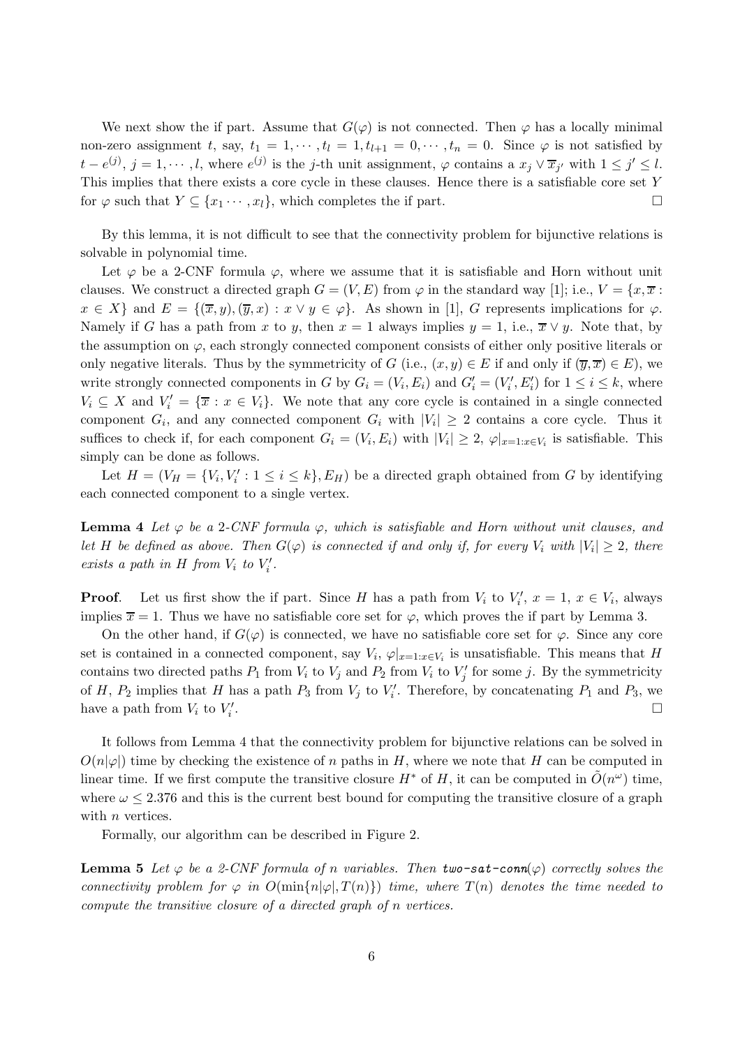We next show the if part. Assume that $G(\varphi)$ is not connected. Then $\varphi$ has a locally minimal non-zero assignment $t$, say, $t_1 = 1, \cdots, t_l = 1, t_{l+1} = 0, \cdots, t_n = 0$. Since $\varphi$ is not satisfied by $t - e^{(j)}$, $j = 1, \cdots, l$, where $e^{(j)}$ is the $j$-th unit assignment, $\varphi$ contains a $x_j \vee \overline{x}_{j'}$ with $1 \leq j' \leq l$. This implies that there exists a core cycle in these clauses. Hence there is a satisfiable core set $Y$ for $\varphi$ such that $Y \subseteq \{x_1 \cdots, x_l\}$, which completes the if part. □

By this lemma, it is not difficult to see that the connectivity problem for bijunctive relations is solvable in polynomial time.

Let $\varphi$ be a 2-CNF formula $\varphi$, where we assume that it is satisfiable and Horn without unit clauses. We construct a directed graph $G = (V, E)$ from $\varphi$ in the standard way [1]; i.e., $V = \{x, \overline{x} : x \in X\}$ and $E = \{(\overline{x}, y), (\overline{y}, x) : x \vee y \in \varphi\}$. As shown in [1], $G$ represents implications for $\varphi$. Namely if $G$ has a path from $x$ to $y$, then $x = 1$ always implies $y = 1$, i.e., $\overline{x} \vee y$. Note that, by the assumption on $\varphi$, each strongly connected component consists of either only positive literals or only negative literals. Thus by the symmetricity of $G$ (i.e., $(x, y) \in E$ if and only if $(\overline{y}, \overline{x}) \in E$), we write strongly connected components in $G$ by $G_i = (V_i, E_i)$ and $G'_i = (V'_i, E'_i)$ for $1 \leq i \leq k$, where $V_i \subseteq X$ and $V'_i = \{\overline{x} : x \in V_i\}$. We note that any core cycle is contained in a single connected component $G_i$, and any connected component $G_i$ with $|V_i| \geq 2$ contains a core cycle. Thus it suffices to check if, for each component $G_i = (V_i, E_i)$ with $|V_i| \geq 2$, $\varphi|_{x=1:x \in V_i}$ is satisfiable. This simply can be done as follows.

Let $H = (V_H = \{V_i, V'_i : 1 \leq i \leq k\}, E_H)$ be a directed graph obtained from $G$ by identifying each connected component to a single vertex.

**Lemma 4** *Let $\varphi$ be a 2-CNF formula $\varphi$, which is satisfiable and Horn without unit clauses, and let $H$ be defined as above. Then $G(\varphi)$ is connected if and only if, for every $V_i$ with $|V_i| \geq 2$, there exists a path in $H$ from $V_i$ to $V'_i$.*

**Proof**. Let us first show the if part. Since $H$ has a path from $V_i$ to $V'_i$, $x = 1$, $x \in V_i$, always implies $\overline{x} = 1$. Thus we have no satisfiable core set for $\varphi$, which proves the if part by Lemma 3.

On the other hand, if $G(\varphi)$ is connected, we have no satisfiable core set for $\varphi$. Since any core set is contained in a connected component, say $V_i$, $\varphi|_{x=1:x \in V_i}$ is unsatisfiable. This means that $H$ contains two directed paths $P_1$ from $V_i$ to $V_j$ and $P_2$ from $V_i$ to $V'_j$ for some $j$. By the symmetricity of $H$, $P_2$ implies that $H$ has a path $P_3$ from $V_j$ to $V'_i$. Therefore, by concatenating $P_1$ and $P_3$, we have a path from $V_i$ to $V'_i$. □

It follows from Lemma 4 that the connectivity problem for bijunctive relations can be solved in $O(n|\varphi|)$ time by checking the existence of $n$ paths in $H$, where we note that $H$ can be computed in linear time. If we first compute the transitive closure $H^*$ of $H$, it can be computed in $\tilde{O}(n^\omega)$ time, where $\omega \leq 2.376$ and this is the current best bound for computing the transitive closure of a graph with $n$ vertices.

Formally, our algorithm can be described in Figure 2.

**Lemma 5** *Let $\varphi$ be a 2-CNF formula of $n$ variables. Then* `two-sat-conn`$(\varphi)$ *correctly solves the connectivity problem for $\varphi$ in $O(\min\{n|\varphi|, T(n)\})$ time, where $T(n)$ denotes the time needed to compute the transitive closure of a directed graph of $n$ vertices.*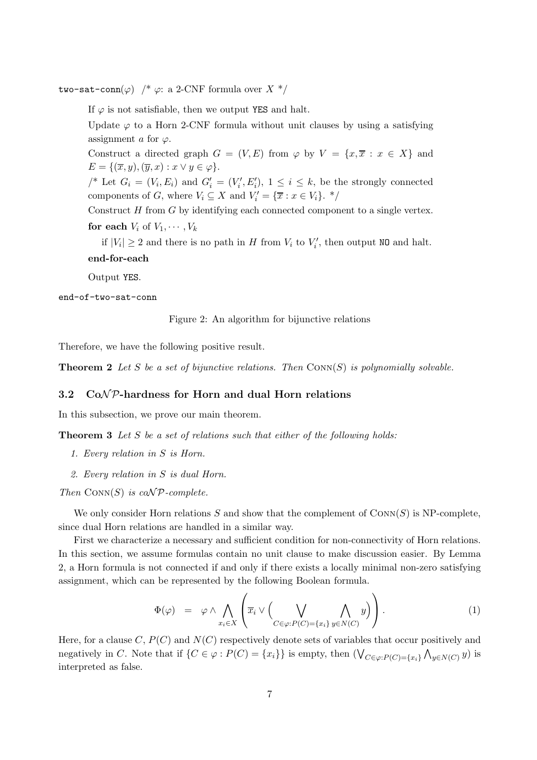```
two-sat-conn(φ)  /* φ: a 2-CNF formula over X */

    If φ is not satisfiable, then we output YES and halt.

    Update φ to a Horn 2-CNF formula without unit clauses by using a satisfying
    assignment a for φ.

    Construct a directed graph G = (V, E) from φ by V = {x, x̄ : x ∈ X} and
    E = {(x̄, y), (ȳ, x) : x ∨ y ∈ φ}.

    /* Let G_i = (V_i, E_i) and G'_i = (V'_i, E'_i), 1 ≤ i ≤ k, be the strongly connected
    components of G, where V_i ⊆ X and V'_i = {x̄ : x ∈ V_i}. */

    Construct H from G by identifying each connected component to a single vertex.

    for each V_i of V_1, ··· , V_k

        if |V_i| ≥ 2 and there is no path in H from V_i to V'_i, then output NO and halt.

    end-for-each

    Output YES.

end-of-two-sat-conn
```

Figure 2: An algorithm for bijunctive relations

Therefore, we have the following positive result.

**Theorem 2** *Let $S$ be a set of bijunctive relations. Then* $\textsc{Conn}(S)$ *is polynomially solvable.*

### 3.2 Co$\mathcal{NP}$-hardness for Horn and dual Horn relations

In this subsection, we prove our main theorem.

**Theorem 3** *Let $S$ be a set of relations such that either of the following holds:*

1. *Every relation in $S$ is Horn.*
2. *Every relation in $S$ is dual Horn.*

*Then* $\textsc{Conn}(S)$ *is co$\mathcal{NP}$-complete.*

We only consider Horn relations $S$ and show that the complement of $\textsc{Conn}(S)$ is NP-complete, since dual Horn relations are handled in a similar way.

First we characterize a necessary and sufficient condition for non-connectivity of Horn relations. In this section, we assume formulas contain no unit clause to make discussion easier. By Lemma 2, a Horn formula is not connected if and only if there exists a locally minimal non-zero satisfying assignment, which can be represented by the following Boolean formula.

$$\Phi(\varphi) \quad = \quad \varphi \wedge \bigwedge_{x_i \in X} \left( \overline{x}_i \vee \Big( \bigvee_{C \in \varphi : P(C) = \{x_i\}} \; \bigwedge_{y \in N(C)} y \Big) \right). \tag{1}$$

Here, for a clause $C$, $P(C)$ and $N(C)$ respectively denote sets of variables that occur positively and negatively in $C$. Note that if $\{C \in \varphi : P(C) = \{x_i\}\}$ is empty, then $(\bigvee_{C \in \varphi : P(C) = \{x_i\}} \bigwedge_{y \in N(C)} y)$ is interpreted as false.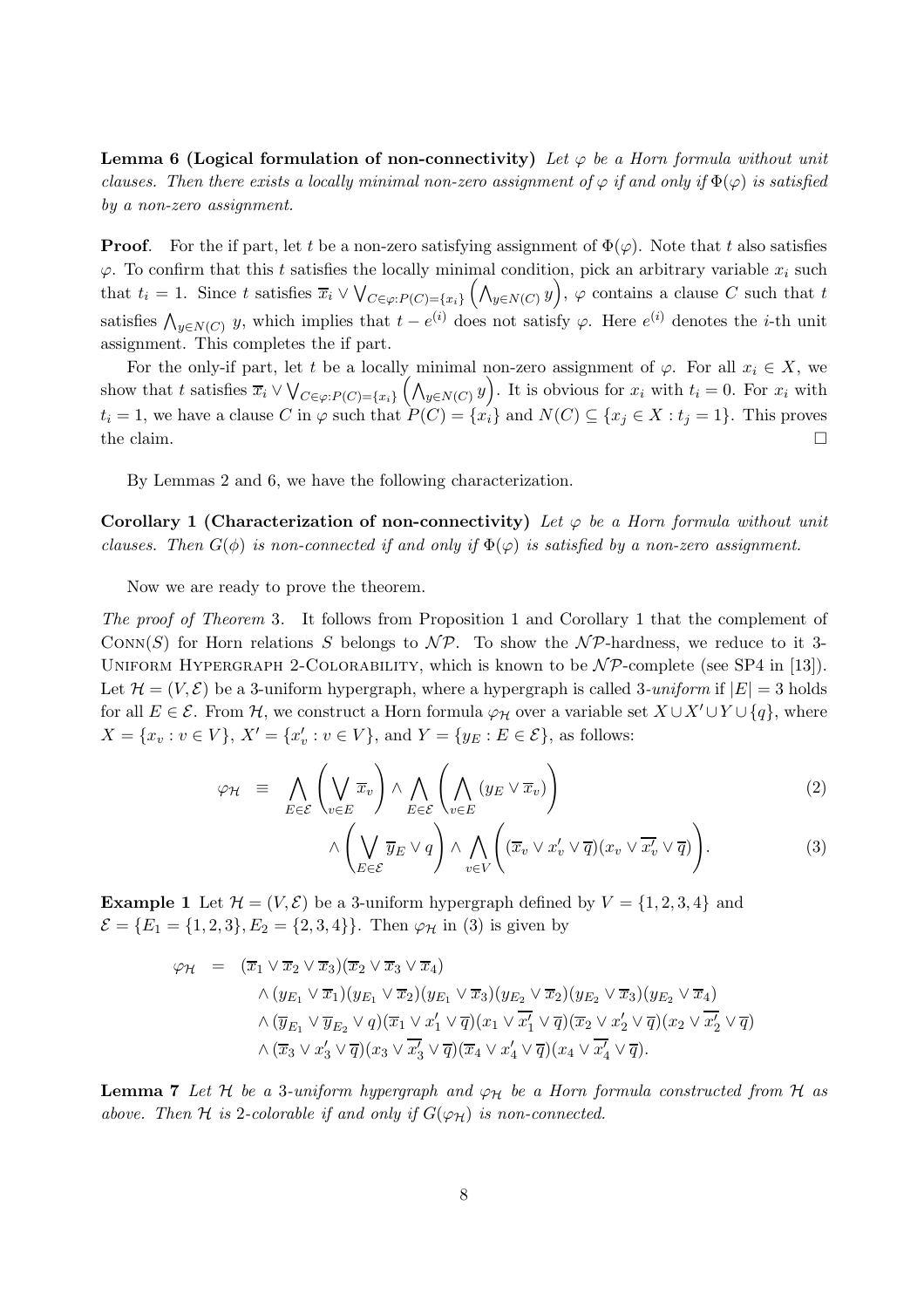**Lemma 6 (Logical formulation of non-connectivity)** *Let $\varphi$ be a Horn formula without unit clauses. Then there exists a locally minimal non-zero assignment of $\varphi$ if and only if $\Phi(\varphi)$ is satisfied by a non-zero assignment.*

**Proof**. For the if part, let $t$ be a non-zero satisfying assignment of $\Phi(\varphi)$. Note that $t$ also satisfies $\varphi$. To confirm that this $t$ satisfies the locally minimal condition, pick an arbitrary variable $x_i$ such that $t_i = 1$. Since $t$ satisfies $\overline{x}_i \vee \bigvee_{C\in\varphi:P(C)=\{x_i\}} \left(\bigwedge_{y\in N(C)} y\right)$, $\varphi$ contains a clause $C$ such that $t$ satisfies $\bigwedge_{y\in N(C)} y$, which implies that $t - e^{(i)}$ does not satisfy $\varphi$. Here $e^{(i)}$ denotes the $i$-th unit assignment. This completes the if part.

For the only-if part, let $t$ be a locally minimal non-zero assignment of $\varphi$. For all $x_i \in X$, we show that $t$ satisfies $\overline{x}_i \vee \bigvee_{C\in\varphi:P(C)=\{x_i\}} \left(\bigwedge_{y\in N(C)} y\right)$. It is obvious for $x_i$ with $t_i = 0$. For $x_i$ with $t_i = 1$, we have a clause $C$ in $\varphi$ such that $P(C) = \{x_i\}$ and $N(C) \subseteq \{x_j \in X : t_j = 1\}$. This proves the claim. $\square$

By Lemmas 2 and 6, we have the following characterization.

**Corollary 1 (Characterization of non-connectivity)** *Let $\varphi$ be a Horn formula without unit clauses. Then $G(\phi)$ is non-connected if and only if $\Phi(\varphi)$ is satisfied by a non-zero assignment.*

Now we are ready to prove the theorem.

*The proof of Theorem* 3. It follows from Proposition 1 and Corollary 1 that the complement of Conn($S$) for Horn relations $S$ belongs to $\mathcal{NP}$. To show the $\mathcal{NP}$-hardness, we reduce to it 3-Uniform Hypergraph 2-Colorability, which is known to be $\mathcal{NP}$-complete (see SP4 in [13]). Let $\mathcal{H} = (V, \mathcal{E})$ be a 3-uniform hypergraph, where a hypergraph is called 3-*uniform* if $|E| = 3$ holds for all $E \in \mathcal{E}$. From $\mathcal{H}$, we construct a Horn formula $\varphi_{\mathcal{H}}$ over a variable set $X \cup X' \cup Y \cup \{q\}$, where $X = \{x_v : v \in V\}$, $X' = \{x'_v : v \in V\}$, and $Y = \{y_E : E \in \mathcal{E}\}$, as follows:

$$\varphi_{\mathcal{H}} \equiv \bigwedge_{E\in\mathcal{E}} \left(\bigvee_{v\in E} \overline{x}_v\right) \wedge \bigwedge_{E\in\mathcal{E}} \left(\bigwedge_{v\in E} (y_E \vee \overline{x}_v)\right) \tag{2}$$

$$\wedge \left(\bigvee_{E\in\mathcal{E}} \overline{y}_E \vee q\right) \wedge \bigwedge_{v\in V} \left((\overline{x}_v \vee x'_v \vee \overline{q})(x_v \vee \overline{x'_v} \vee \overline{q})\right). \tag{3}$$

**Example 1** Let $\mathcal{H} = (V, \mathcal{E})$ be a 3-uniform hypergraph defined by $V = \{1, 2, 3, 4\}$ and $\mathcal{E} = \{E_1 = \{1, 2, 3\}, E_2 = \{2, 3, 4\}\}$. Then $\varphi_{\mathcal{H}}$ in (3) is given by

$$\begin{aligned}
\varphi_{\mathcal{H}} = \; & (\overline{x}_1 \vee \overline{x}_2 \vee \overline{x}_3)(\overline{x}_2 \vee \overline{x}_3 \vee \overline{x}_4) \\
& \wedge (y_{E_1} \vee \overline{x}_1)(y_{E_1} \vee \overline{x}_2)(y_{E_1} \vee \overline{x}_3)(y_{E_2} \vee \overline{x}_2)(y_{E_2} \vee \overline{x}_3)(y_{E_2} \vee \overline{x}_4) \\
& \wedge (\overline{y}_{E_1} \vee \overline{y}_{E_2} \vee q)(\overline{x}_1 \vee x'_1 \vee \overline{q})(x_1 \vee \overline{x'_1} \vee \overline{q})(\overline{x}_2 \vee x'_2 \vee \overline{q})(x_2 \vee \overline{x'_2} \vee \overline{q}) \\
& \wedge (\overline{x}_3 \vee x'_3 \vee \overline{q})(x_3 \vee \overline{x'_3} \vee \overline{q})(\overline{x}_4 \vee x'_4 \vee \overline{q})(x_4 \vee \overline{x'_4} \vee \overline{q}).
\end{aligned}$$

**Lemma 7** *Let $\mathcal{H}$ be a 3-uniform hypergraph and $\varphi_{\mathcal{H}}$ be a Horn formula constructed from $\mathcal{H}$ as above. Then $\mathcal{H}$ is 2-colorable if and only if $G(\varphi_{\mathcal{H}})$ is non-connected.*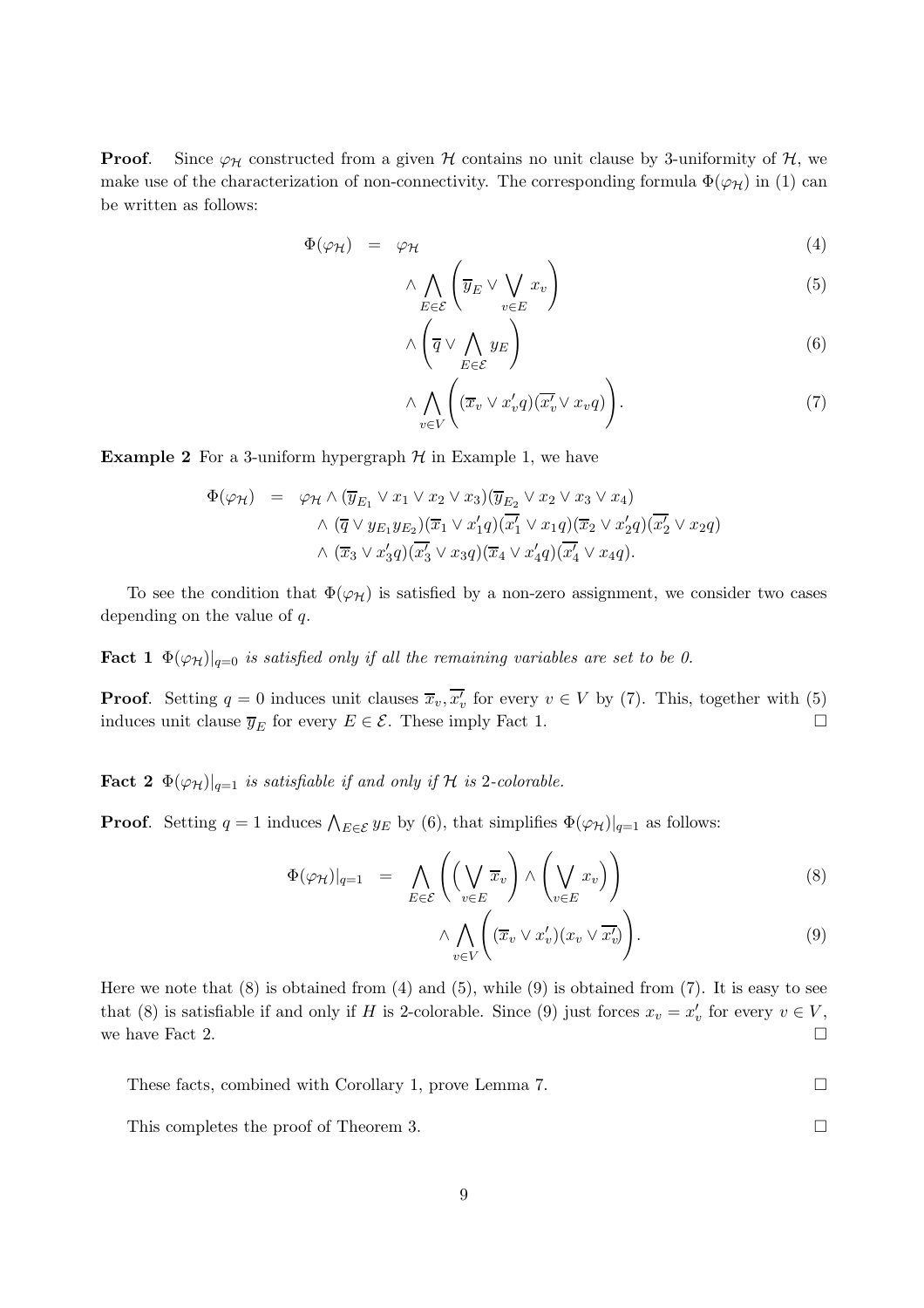**Proof**. Since $\varphi_{\mathcal{H}}$ constructed from a given $\mathcal{H}$ contains no unit clause by 3-uniformity of $\mathcal{H}$, we make use of the characterization of non-connectivity. The corresponding formula $\Phi(\varphi_{\mathcal{H}})$ in (1) can be written as follows:

$$
\begin{aligned}
\Phi(\varphi_{\mathcal{H}}) \;\; = \;\; & \varphi_{\mathcal{H}} && (4)\\
& \wedge \bigwedge_{E \in \mathcal{E}} \left( \overline{y}_E \vee \bigvee_{v \in E} x_v \right) && (5)\\
& \wedge \left( \overline{q} \vee \bigwedge_{E \in \mathcal{E}} y_E \right) && (6)\\
& \wedge \bigwedge_{v \in V} \left( (\overline{x}_v \vee x'_v q)(\overline{x'_v} \vee x_v q) \right). && (7)
\end{aligned}
$$

**Example 2** For a 3-uniform hypergraph $\mathcal{H}$ in Example 1, we have

$$
\begin{aligned}
\Phi(\varphi_{\mathcal{H}}) \;\; = \;\; & \varphi_{\mathcal{H}} \wedge (\overline{y}_{E_1} \vee x_1 \vee x_2 \vee x_3)(\overline{y}_{E_2} \vee x_2 \vee x_3 \vee x_4) \\
& \wedge (\overline{q} \vee y_{E_1} y_{E_2})(\overline{x}_1 \vee x'_1 q)(\overline{x'_1} \vee x_1 q)(\overline{x}_2 \vee x'_2 q)(\overline{x'_2} \vee x_2 q) \\
& \wedge (\overline{x}_3 \vee x'_3 q)(\overline{x'_3} \vee x_3 q)(\overline{x}_4 \vee x'_4 q)(\overline{x'_4} \vee x_4 q).
\end{aligned}
$$

To see the condition that $\Phi(\varphi_{\mathcal{H}})$ is satisfied by a non-zero assignment, we consider two cases depending on the value of $q$.

**Fact 1** *$\Phi(\varphi_{\mathcal{H}})|_{q=0}$ is satisfied only if all the remaining variables are set to be 0.*

**Proof**. Setting $q = 0$ induces unit clauses $\overline{x}_v, \overline{x'_v}$ for every $v \in V$ by (7). This, together with (5) induces unit clause $\overline{y}_E$ for every $E \in \mathcal{E}$. These imply Fact 1. □

**Fact 2** *$\Phi(\varphi_{\mathcal{H}})|_{q=1}$ is satisfiable if and only if $\mathcal{H}$ is 2-colorable.*

**Proof**. Setting $q = 1$ induces $\bigwedge_{E \in \mathcal{E}} y_E$ by (6), that simplifies $\Phi(\varphi_{\mathcal{H}})|_{q=1}$ as follows:

$$
\begin{aligned}
\Phi(\varphi_{\mathcal{H}})|_{q=1} \;\; = \;\; & \bigwedge_{E \in \mathcal{E}} \left( \Big( \bigvee_{v \in E} \overline{x}_v \Big) \wedge \Big( \bigvee_{v \in E} x_v \Big) \right) && (8)\\
& \wedge \bigwedge_{v \in V} \left( (\overline{x}_v \vee x'_v)(x_v \vee \overline{x'_v}) \right). && (9)
\end{aligned}
$$

Here we note that (8) is obtained from (4) and (5), while (9) is obtained from (7). It is easy to see that (8) is satisfiable if and only if $H$ is 2-colorable. Since (9) just forces $x_v = x'_v$ for every $v \in V$, we have Fact 2. □

These facts, combined with Corollary 1, prove Lemma 7. □

This completes the proof of Theorem 3. □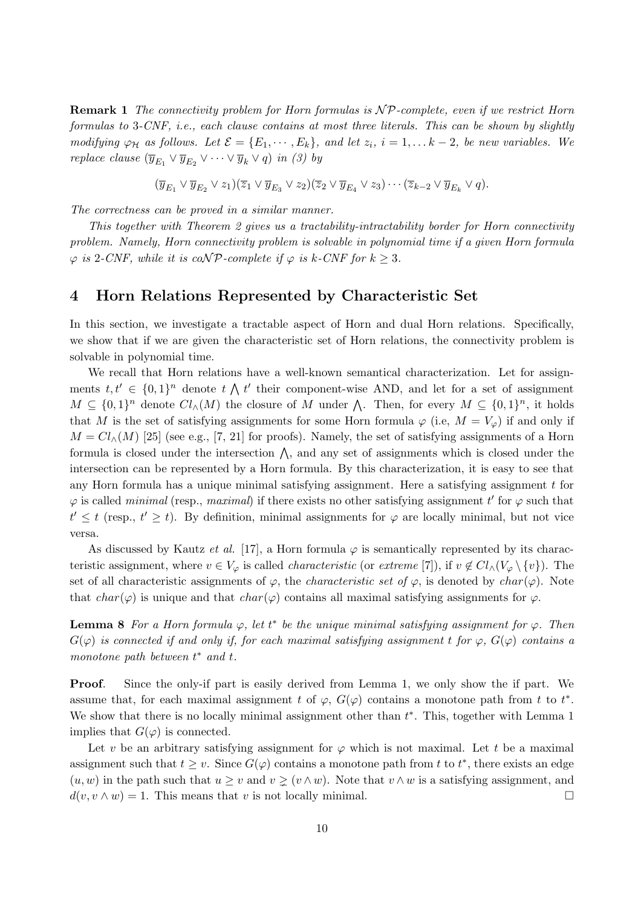**Remark 1** *The connectivity problem for Horn formulas is $\mathcal{NP}$-complete, even if we restrict Horn formulas to 3-CNF, i.e., each clause contains at most three literals. This can be shown by slightly modifying $\varphi_{\mathcal{H}}$ as follows. Let $\mathcal{E} = \{E_1, \cdots, E_k\}$, and let $z_i$, $i = 1, \ldots k-2$, be new variables. We replace clause $(\overline{y}_{E_1} \vee \overline{y}_{E_2} \vee \cdots \vee \overline{y}_k \vee q)$ in (3) by*

$$(\overline{y}_{E_1} \vee \overline{y}_{E_2} \vee z_1)(\overline{z}_1 \vee \overline{y}_{E_3} \vee z_2)(\overline{z}_2 \vee \overline{y}_{E_4} \vee z_3) \cdots (\overline{z}_{k-2} \vee \overline{y}_{E_k} \vee q).$$

*The correctness can be proved in a similar manner.*

*This together with Theorem 2 gives us a tractability-intractability border for Horn connectivity problem. Namely, Horn connectivity problem is solvable in polynomial time if a given Horn formula $\varphi$ is 2-CNF, while it is co$\mathcal{NP}$-complete if $\varphi$ is $k$-CNF for $k \geq 3$.*

## 4 Horn Relations Represented by Characteristic Set

In this section, we investigate a tractable aspect of Horn and dual Horn relations. Specifically, we show that if we are given the characteristic set of Horn relations, the connectivity problem is solvable in polynomial time.

We recall that Horn relations have a well-known semantical characterization. Let for assignments $t, t' \in \{0,1\}^n$ denote $t \bigwedge t'$ their component-wise AND, and let for a set of assignment $M \subseteq \{0,1\}^n$ denote $Cl_\wedge(M)$ the closure of $M$ under $\bigwedge$. Then, for every $M \subseteq \{0,1\}^n$, it holds that $M$ is the set of satisfying assignments for some Horn formula $\varphi$ (i.e, $M = V_\varphi$) if and only if $M = Cl_\wedge(M)$ [25] (see e.g., [7, 21] for proofs). Namely, the set of satisfying assignments of a Horn formula is closed under the intersection $\bigwedge$, and any set of assignments which is closed under the intersection can be represented by a Horn formula. By this characterization, it is easy to see that any Horn formula has a unique minimal satisfying assignment. Here a satisfying assignment $t$ for $\varphi$ is called *minimal* (resp., *maximal*) if there exists no other satisfying assignment $t'$ for $\varphi$ such that $t' \leq t$ (resp., $t' \geq t$). By definition, minimal assignments for $\varphi$ are locally minimal, but not vice versa.

As discussed by Kautz *et al.* [17], a Horn formula $\varphi$ is semantically represented by its characteristic assignment, where $v \in V_\varphi$ is called *characteristic* (or *extreme* [7]), if $v \notin Cl_\wedge(V_\varphi \setminus \{v\})$. The set of all characteristic assignments of $\varphi$, the *characteristic set of* $\varphi$, is denoted by $char(\varphi)$. Note that $char(\varphi)$ is unique and that $char(\varphi)$ contains all maximal satisfying assignments for $\varphi$.

**Lemma 8** *For a Horn formula $\varphi$, let $t^*$ be the unique minimal satisfying assignment for $\varphi$. Then $G(\varphi)$ is connected if and only if, for each maximal satisfying assignment $t$ for $\varphi$, $G(\varphi)$ contains a monotone path between $t^*$ and $t$.*

**Proof.** Since the only-if part is easily derived from Lemma 1, we only show the if part. We assume that, for each maximal assignment $t$ of $\varphi$, $G(\varphi)$ contains a monotone path from $t$ to $t^*$. We show that there is no locally minimal assignment other than $t^*$. This, together with Lemma 1 implies that $G(\varphi)$ is connected.

Let $v$ be an arbitrary satisfying assignment for $\varphi$ which is not maximal. Let $t$ be a maximal assignment such that $t \geq v$. Since $G(\varphi)$ contains a monotone path from $t$ to $t^*$, there exists an edge $(u, w)$ in the path such that $u \geq v$ and $v \gneq (v \wedge w)$. Note that $v \wedge w$ is a satisfying assignment, and $d(v, v \wedge w) = 1$. This means that $v$ is not locally minimal. $\square$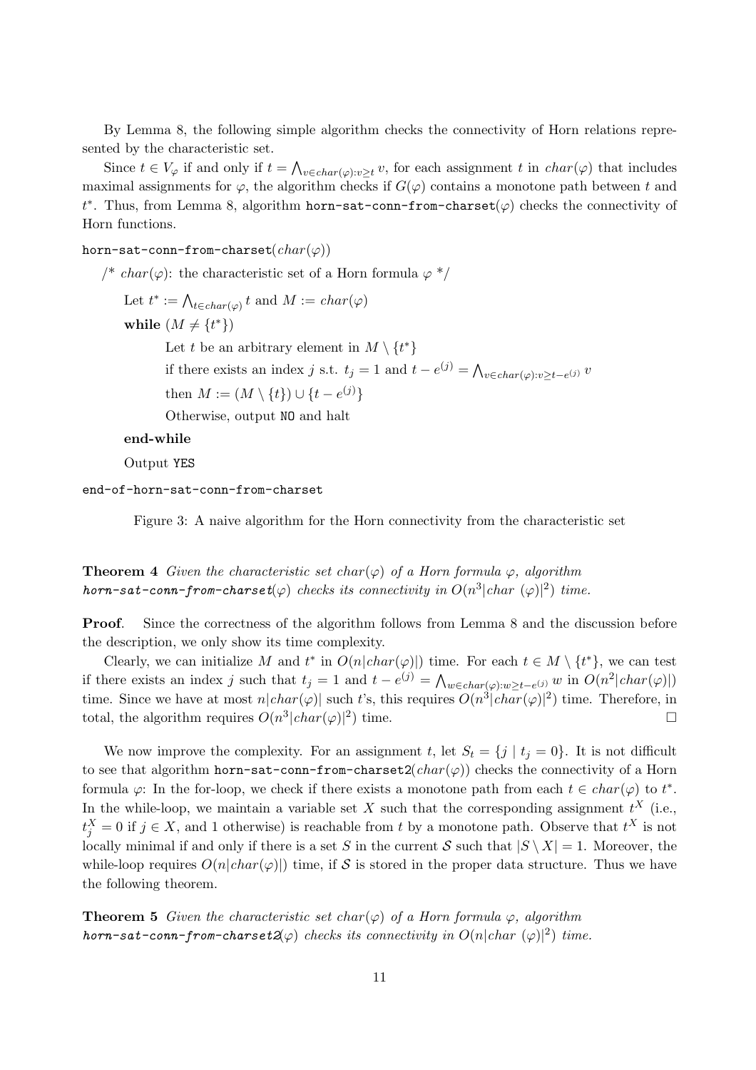By Lemma 8, the following simple algorithm checks the connectivity of Horn relations represented by the characteristic set.

Since $t \in V_\varphi$ if and only if $t = \bigwedge_{v \in char(\varphi): v \geq t} v$, for each assignment $t$ in $char(\varphi)$ that includes maximal assignments for $\varphi$, the algorithm checks if $G(\varphi)$ contains a monotone path between $t$ and $t^*$. Thus, from Lemma 8, algorithm `horn-sat-conn-from-charset`$(\varphi)$ checks the connectivity of Horn functions.

```
horn-sat-conn-from-charset(char(φ))
   /* char(φ): the characteristic set of a Horn formula φ */
      Let t* := ⋀_{t∈char(φ)} t and M := char(φ)
      while (M ≠ {t*})
            Let t be an arbitrary element in M \ {t*}
            if there exists an index j s.t. t_j = 1 and t − e^(j) = ⋀_{v∈char(φ):v≥t−e^(j)} v
            then M := (M \ {t}) ∪ {t − e^(j)}
            Otherwise, output NO and halt
      end-while
      Output YES
end-of-horn-sat-conn-from-charset
```

Figure 3: A naive algorithm for the Horn connectivity from the characteristic set

**Theorem 4** *Given the characteristic set $char(\varphi)$ of a Horn formula $\varphi$, algorithm* ***horn-sat-conn-from-charset***$(\varphi)$ *checks its connectivity in $O(n^3|char(\varphi)|^2)$ time.*

**Proof**. Since the correctness of the algorithm follows from Lemma 8 and the discussion before the description, we only show its time complexity.

Clearly, we can initialize $M$ and $t^*$ in $O(n|char(\varphi)|)$ time. For each $t \in M \setminus \{t^*\}$, we can test if there exists an index $j$ such that $t_j = 1$ and $t - e^{(j)} = \bigwedge_{w \in char(\varphi): w \geq t - e^{(j)}} w$ in $O(n^2|char(\varphi)|)$ time. Since we have at most $n|char(\varphi)|$ such $t$'s, this requires $O(n^3|char(\varphi)|^2)$ time. Therefore, in total, the algorithm requires $O(n^3|char(\varphi)|^2)$ time. □

We now improve the complexity. For an assignment $t$, let $S_t = \{j \mid t_j = 0\}$. It is not difficult to see that algorithm `horn-sat-conn-from-charset2`$(char(\varphi))$ checks the connectivity of a Horn formula $\varphi$: In the for-loop, we check if there exists a monotone path from each $t \in char(\varphi)$ to $t^*$. In the while-loop, we maintain a variable set $X$ such that the corresponding assignment $t^X$ (i.e., $t^X_j = 0$ if $j \in X$, and 1 otherwise) is reachable from $t$ by a monotone path. Observe that $t^X$ is not locally minimal if and only if there is a set $S$ in the current $\mathcal{S}$ such that $|S \setminus X| = 1$. Moreover, the while-loop requires $O(n|char(\varphi)|)$ time, if $\mathcal{S}$ is stored in the proper data structure. Thus we have the following theorem.

**Theorem 5** *Given the characteristic set $char(\varphi)$ of a Horn formula $\varphi$, algorithm* ***horn-sat-conn-from-charset2***$(\varphi)$ *checks its connectivity in $O(n|char(\varphi)|^2)$ time.*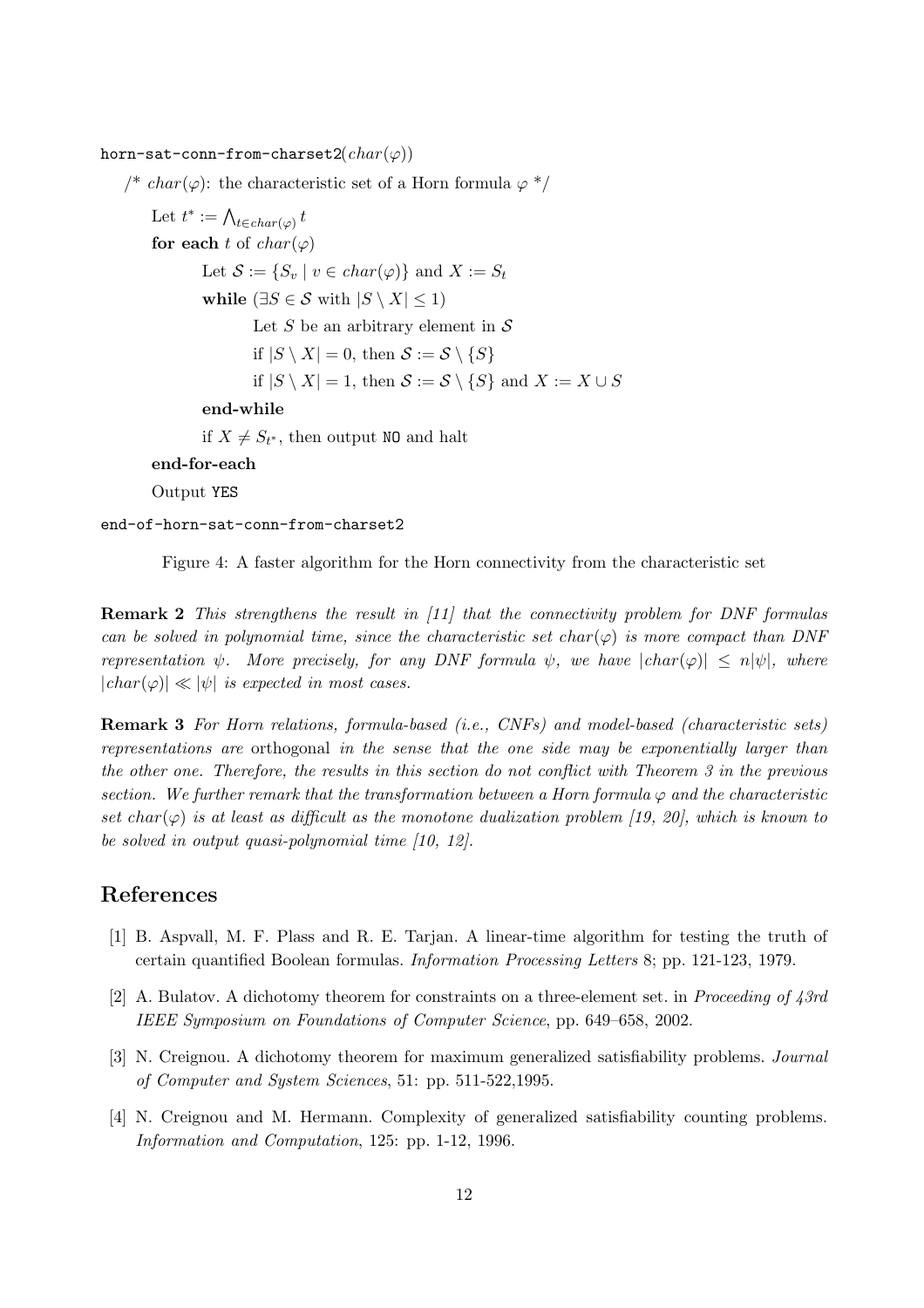```
horn-sat-conn-from-charset2(char(φ))
    /* char(φ): the characteristic set of a Horn formula φ */
        Let t* := ⋀_{t∈char(φ)} t
        for each t of char(φ)
            Let 𝒮 := {S_v | v ∈ char(φ)} and X := S_t
            while (∃S ∈ 𝒮 with |S \ X| ≤ 1)
                Let S be an arbitrary element in 𝒮
                if |S \ X| = 0, then 𝒮 := 𝒮 \ {S}
                if |S \ X| = 1, then 𝒮 := 𝒮 \ {S} and X := X ∪ S
            end-while
            if X ≠ S_{t*}, then output NO and halt
        end-for-each
        Output YES
end-of-horn-sat-conn-from-charset2
```

Figure 4: A faster algorithm for the Horn connectivity from the characteristic set

**Remark 2** *This strengthens the result in [11] that the connectivity problem for DNF formulas can be solved in polynomial time, since the characteristic set $char(\varphi)$ is more compact than DNF representation $\psi$. More precisely, for any DNF formula $\psi$, we have $|char(\varphi)| \leq n|\psi|$, where $|char(\varphi)| \ll |\psi|$ is expected in most cases.*

**Remark 3** *For Horn relations, formula-based (i.e., CNFs) and model-based (characteristic sets) representations are* orthogonal *in the sense that the one side may be exponentially larger than the other one. Therefore, the results in this section do not conflict with Theorem 3 in the previous section. We further remark that the transformation between a Horn formula $\varphi$ and the characteristic set $char(\varphi)$ is at least as difficult as the monotone dualization problem [19, 20], which is known to be solved in output quasi-polynomial time [10, 12].*

## References

[1] B. Aspvall, M. F. Plass and R. E. Tarjan. A linear-time algorithm for testing the truth of certain quantified Boolean formulas. *Information Processing Letters* 8; pp. 121-123, 1979.

[2] A. Bulatov. A dichotomy theorem for constraints on a three-element set. in *Proceeding of 43rd IEEE Symposium on Foundations of Computer Science*, pp. 649–658, 2002.

[3] N. Creignou. A dichotomy theorem for maximum generalized satisfiability problems. *Journal of Computer and System Sciences*, 51: pp. 511-522,1995.

[4] N. Creignou and M. Hermann. Complexity of generalized satisfiability counting problems. *Information and Computation*, 125: pp. 1-12, 1996.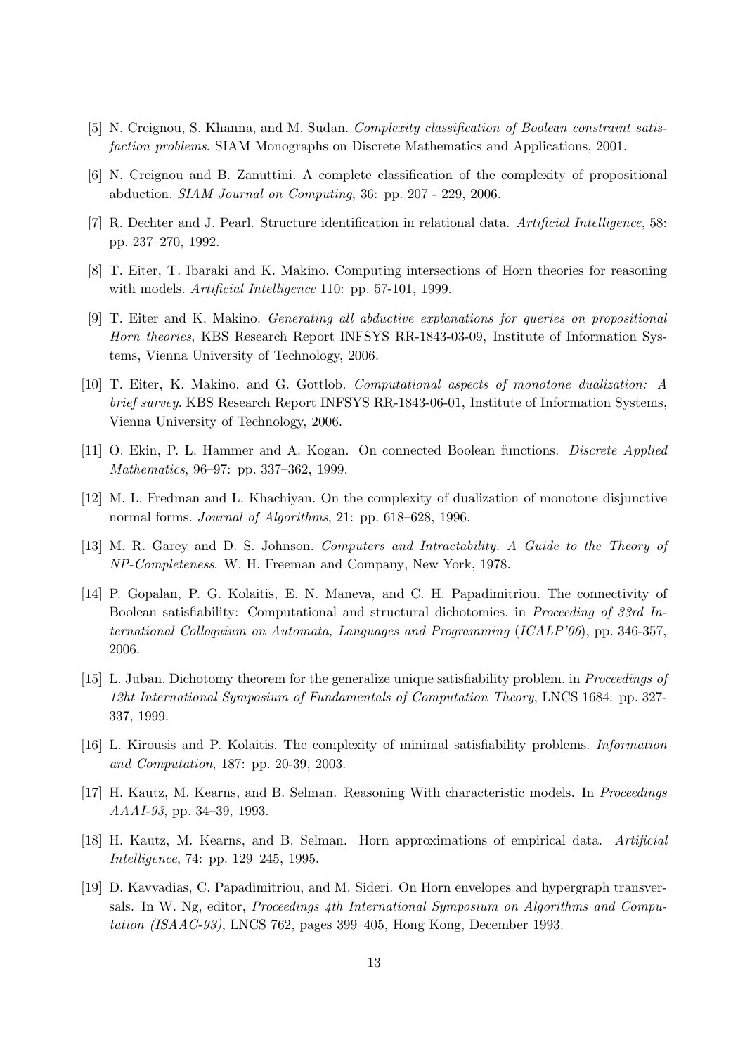- [5] N. Creignou, S. Khanna, and M. Sudan. *Complexity classification of Boolean constraint satisfaction problems*. SIAM Monographs on Discrete Mathematics and Applications, 2001.
- [6] N. Creignou and B. Zanuttini. A complete classification of the complexity of propositional abduction. *SIAM Journal on Computing*, 36: pp. 207 - 229, 2006.
- [7] R. Dechter and J. Pearl. Structure identification in relational data. *Artificial Intelligence*, 58: pp. 237–270, 1992.
- [8] T. Eiter, T. Ibaraki and K. Makino. Computing intersections of Horn theories for reasoning with models. *Artificial Intelligence* 110: pp. 57-101, 1999.
- [9] T. Eiter and K. Makino. *Generating all abductive explanations for queries on propositional Horn theories*, KBS Research Report INFSYS RR-1843-03-09, Institute of Information Systems, Vienna University of Technology, 2006.
- [10] T. Eiter, K. Makino, and G. Gottlob. *Computational aspects of monotone dualization: A brief survey*. KBS Research Report INFSYS RR-1843-06-01, Institute of Information Systems, Vienna University of Technology, 2006.
- [11] O. Ekin, P. L. Hammer and A. Kogan. On connected Boolean functions. *Discrete Applied Mathematics*, 96–97: pp. 337–362, 1999.
- [12] M. L. Fredman and L. Khachiyan. On the complexity of dualization of monotone disjunctive normal forms. *Journal of Algorithms*, 21: pp. 618–628, 1996.
- [13] M. R. Garey and D. S. Johnson. *Computers and Intractability. A Guide to the Theory of NP-Completeness*. W. H. Freeman and Company, New York, 1978.
- [14] P. Gopalan, P. G. Kolaitis, E. N. Maneva, and C. H. Papadimitriou. The connectivity of Boolean satisfiability: Computational and structural dichotomies. in *Proceeding of 33rd International Colloquium on Automata, Languages and Programming* (*ICALP'06*), pp. 346-357, 2006.
- [15] L. Juban. Dichotomy theorem for the generalize unique satisfiability problem. in *Proceedings of 12ht International Symposium of Fundamentals of Computation Theory*, LNCS 1684: pp. 327-337, 1999.
- [16] L. Kirousis and P. Kolaitis. The complexity of minimal satisfiability problems. *Information and Computation*, 187: pp. 20-39, 2003.
- [17] H. Kautz, M. Kearns, and B. Selman. Reasoning With characteristic models. In *Proceedings AAAI-93*, pp. 34–39, 1993.
- [18] H. Kautz, M. Kearns, and B. Selman. Horn approximations of empirical data. *Artificial Intelligence*, 74: pp. 129–245, 1995.
- [19] D. Kavvadias, C. Papadimitriou, and M. Sideri. On Horn envelopes and hypergraph transversals. In W. Ng, editor, *Proceedings 4th International Symposium on Algorithms and Computation (ISAAC-93)*, LNCS 762, pages 399–405, Hong Kong, December 1993.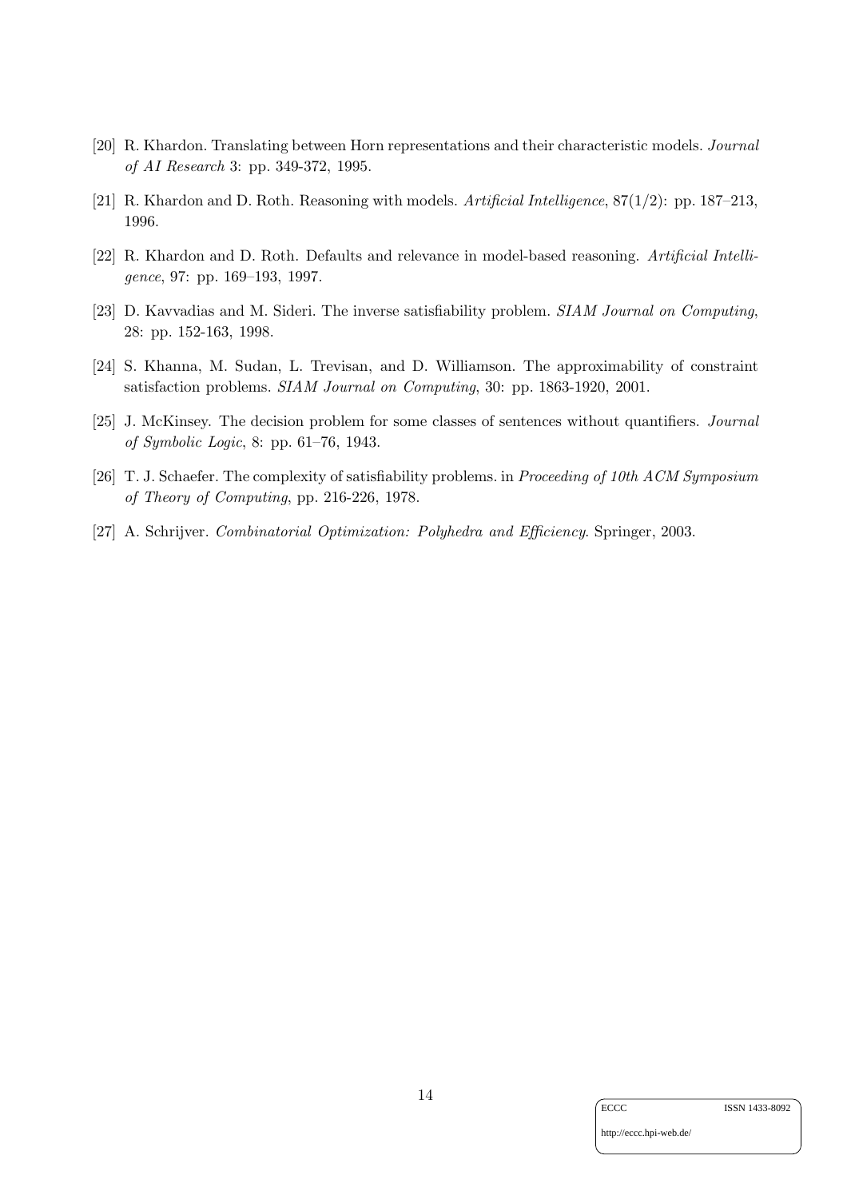[20] R. Khardon. Translating between Horn representations and their characteristic models. *Journal of AI Research* 3: pp. 349-372, 1995.

[21] R. Khardon and D. Roth. Reasoning with models. *Artificial Intelligence*, 87(1/2): pp. 187–213, 1996.

[22] R. Khardon and D. Roth. Defaults and relevance in model-based reasoning. *Artificial Intelligence*, 97: pp. 169–193, 1997.

[23] D. Kavvadias and M. Sideri. The inverse satisfiability problem. *SIAM Journal on Computing*, 28: pp. 152-163, 1998.

[24] S. Khanna, M. Sudan, L. Trevisan, and D. Williamson. The approximability of constraint satisfaction problems. *SIAM Journal on Computing*, 30: pp. 1863-1920, 2001.

[25] J. McKinsey. The decision problem for some classes of sentences without quantifiers. *Journal of Symbolic Logic*, 8: pp. 61–76, 1943.

[26] T. J. Schaefer. The complexity of satisfiability problems. in *Proceeding of 10th ACM Symposium of Theory of Computing*, pp. 216-226, 1978.

[27] A. Schrijver. *Combinatorial Optimization: Polyhedra and Efficiency*. Springer, 2003.

ECCC ISSN 1433-8092

http://eccc.hpi-web.de/